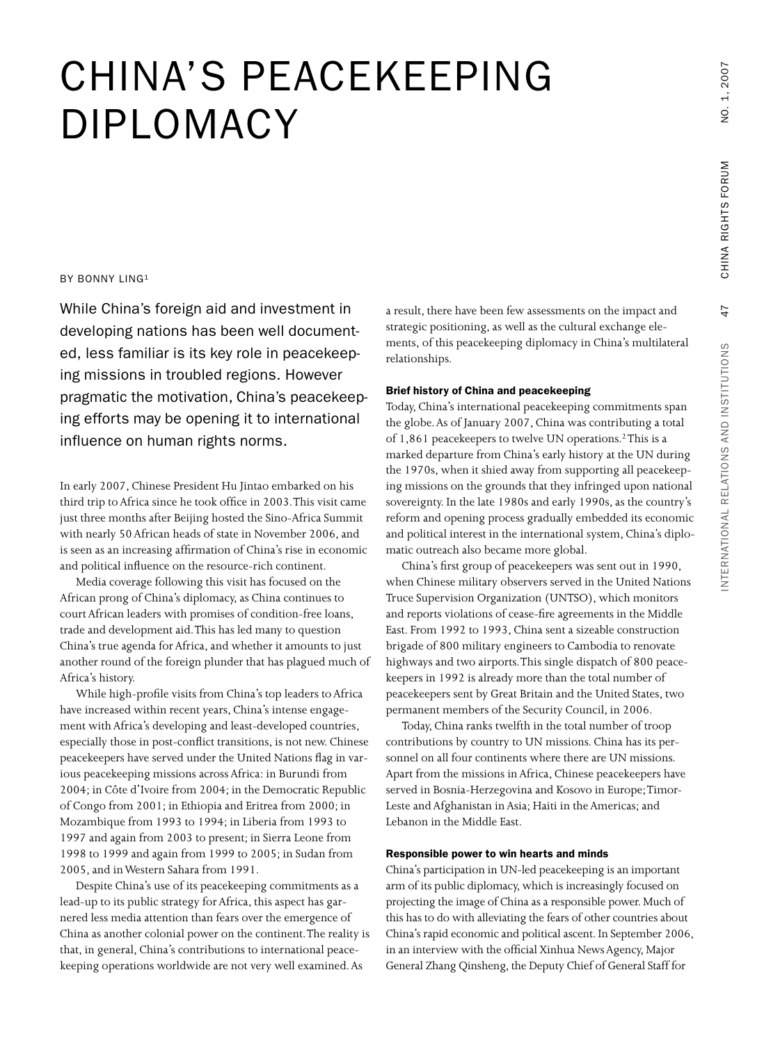# CHINA'S PEACEKEEPING DIPLOMACY

BY BONNY LING[1]

While China's foreign aid and investment in developing nations has been well documented, less familiar is its key role in peacekeeping missions in troubled regions. However pragmatic the motivation, China's peacekeeping efforts may be opening it to international influence on human rights norms.

In early 2007, Chinese President Hu Jintao embarked on his third trip to Africa since he took office in 2003. This visit came just three months after Beijing hosted the Sino-Africa Summit with nearly 50 African heads of state in November 2006, and is seen as an increasing affirmation of China's rise in economic and political influence on the resource-rich continent.

Media coverage following this visit has focused on the African prong of China's diplomacy, as China continues to court African leaders with promises of condition-free loans, trade and development aid. This has led many to question China's true agenda for Africa, and whether it amounts to just another round of the foreign plunder that has plagued much of Africa's history.

While high-profile visits from China's top leaders to Africa have increased within recent years, China's intense engagement with Africa's developing and least-developed countries, especially those in post-conflict transitions, is not new. Chinese peacekeepers have served under the United Nations flag in various peacekeeping missions across Africa: in Burundi from 2004; in Côte d'Ivoire from 2004; in the Democratic Republic of Congo from 2001; in Ethiopia and Eritrea from 2000; in Mozambique from 1993 to 1994; in Liberia from 1993 to 1997 and again from 2003 to present; in Sierra Leone from 1998 to 1999 and again from 1999 to 2005; in Sudan from 2005, and in Western Sahara from 1991.

Despite China's use of its peacekeeping commitments as a lead-up to its public strategy for Africa, this aspect has garnered less media attention than fears over the emergence of China as another colonial power on the continent. The reality is that, in general, China's contributions to international peacekeeping operations worldwide are not very well examined. As a result, there have been few assessments on the impact and strategic positioning, as well as the cultural exchange elements, of this peacekeeping diplomacy in China's multilateral relationships.

### Brief history of China and peacekeeping

Today, China's international peacekeeping commitments span the globe. As of January 2007, China was contributing a total of 1,861 peacekeepers to twelve UN operations.[2] This is a marked departure from China's early history at the UN during the 1970s, when it shied away from supporting all peacekeeping missions on the grounds that they infringed upon national sovereignty. In the late 1980s and early 1990s, as the country's reform and opening process gradually embedded its economic and political interest in the international system, China's diplomatic outreach also became more global.

China's first group of peacekeepers was sent out in 1990, when Chinese military observers served in the United Nations Truce Supervision Organization (UNTSO), which monitors and reports violations of cease-fire agreements in the Middle East. From 1992 to 1993, China sent a sizeable construction brigade of 800 military engineers to Cambodia to renovate highways and two airports. This single dispatch of 800 peacekeepers in 1992 is already more than the total number of peacekeepers sent by Great Britain and the United States, two permanent members of the Security Council, in 2006.

Today, China ranks twelfth in the total number of troop contributions by country to UN missions. China has its personnel on all four continents where there are UN missions. Apart from the missions in Africa, Chinese peacekeepers have served in Bosnia-Herzegovina and Kosovo in Europe; Timor-Leste and Afghanistan in Asia; Haiti in the Americas; and Lebanon in the Middle East.

### Responsible power to win hearts and minds

China's participation in UN-led peacekeeping is an important arm of its public diplomacy, which is increasingly focused on projecting the image of China as a responsible power. Much of this has to do with alleviating the fears of other countries about China's rapid economic and political ascent. In September 2006, in an interview with the official Xinhua News Agency, Major General Zhang Qinsheng, the Deputy Chief of General Staff for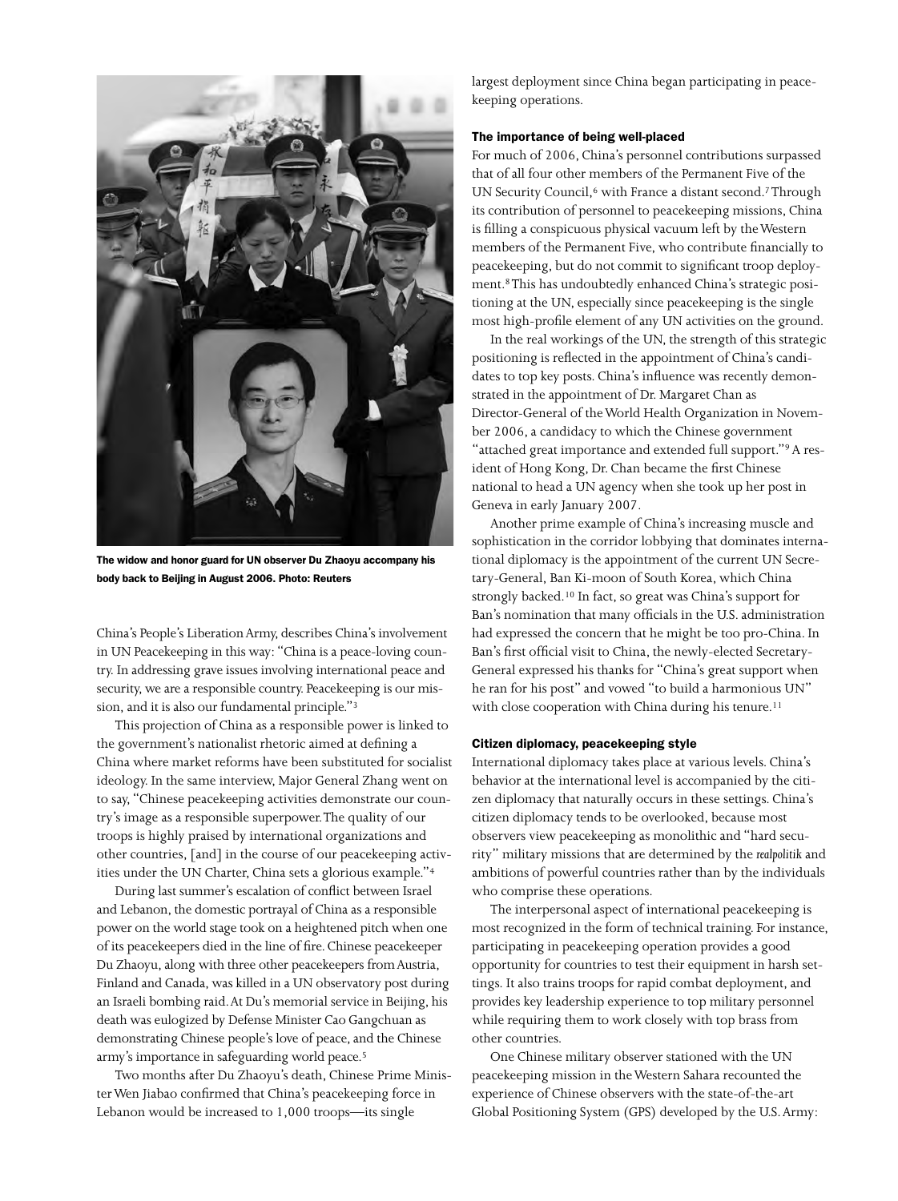The widow and honor guard for UN observer Du Zhaoyu accompany his body back to Beijing in August 2006. Photo: Reuters

China's People's Liberation Army, describes China's involvement in UN Peacekeeping in this way: "China is a peace-loving country. In addressing grave issues involving international peace and security, we are a responsible country. Peacekeeping is our mission, and it is also our fundamental principle."[3]

This projection of China as a responsible power is linked to the government's nationalist rhetoric aimed at defining a China where market reforms have been substituted for socialist ideology. In the same interview, Major General Zhang went on to say, "Chinese peacekeeping activities demonstrate our country's image as a responsible superpower. The quality of our troops is highly praised by international organizations and other countries, [and] in the course of our peacekeeping activities under the UN Charter, China sets a glorious example."[4]

During last summer's escalation of conflict between Israel and Lebanon, the domestic portrayal of China as a responsible power on the world stage took on a heightened pitch when one of its peacekeepers died in the line of fire. Chinese peacekeeper Du Zhaoyu, along with three other peacekeepers from Austria, Finland and Canada, was killed in a UN observatory post during an Israeli bombing raid. At Du's memorial service in Beijing, his death was eulogized by Defense Minister Cao Gangchuan as demonstrating Chinese people's love of peace, and the Chinese army's importance in safeguarding world peace.[5]

Two months after Du Zhaoyu's death, Chinese Prime Minister Wen Jiabao confirmed that China's peacekeeping force in Lebanon would be increased to 1,000 troops—its single largest deployment since China began participating in peacekeeping operations.

### The importance of being well-placed

For much of 2006, China's personnel contributions surpassed that of all four other members of the Permanent Five of the UN Security Council,[6] with France a distant second.[7] Through its contribution of personnel to peacekeeping missions, China is filling a conspicuous physical vacuum left by the Western members of the Permanent Five, who contribute financially to peacekeeping, but do not commit to significant troop deployment.[8] This has undoubtedly enhanced China's strategic positioning at the UN, especially since peacekeeping is the single most high-profile element of any UN activities on the ground.

In the real workings of the UN, the strength of this strategic positioning is reflected in the appointment of China's candidates to top key posts. China's influence was recently demonstrated in the appointment of Dr. Margaret Chan as Director-General of the World Health Organization in November 2006, a candidacy to which the Chinese government "attached great importance and extended full support."[9] A resident of Hong Kong, Dr. Chan became the first Chinese national to head a UN agency when she took up her post in Geneva in early January 2007.

Another prime example of China's increasing muscle and sophistication in the corridor lobbying that dominates international diplomacy is the appointment of the current UN Secretary-General, Ban Ki-moon of South Korea, which China strongly backed.[10] In fact, so great was China's support for Ban's nomination that many officials in the U.S. administration had expressed the concern that he might be too pro-China. In Ban's first official visit to China, the newly-elected Secretary-General expressed his thanks for "China's great support when he ran for his post" and vowed "to build a harmonious UN" with close cooperation with China during his tenure.[11]

### Citizen diplomacy, peacekeeping style

International diplomacy takes place at various levels. China's behavior at the international level is accompanied by the citizen diplomacy that naturally occurs in these settings. China's citizen diplomacy tends to be overlooked, because most observers view peacekeeping as monolithic and "hard security" military missions that are determined by the *realpolitik* and ambitions of powerful countries rather than by the individuals who comprise these operations.

The interpersonal aspect of international peacekeeping is most recognized in the form of technical training. For instance, participating in peacekeeping operation provides a good opportunity for countries to test their equipment in harsh settings. It also trains troops for rapid combat deployment, and provides key leadership experience to top military personnel while requiring them to work closely with top brass from other countries.

One Chinese military observer stationed with the UN peacekeeping mission in the Western Sahara recounted the experience of Chinese observers with the state-of-the-art Global Positioning System (GPS) developed by the U.S. Army: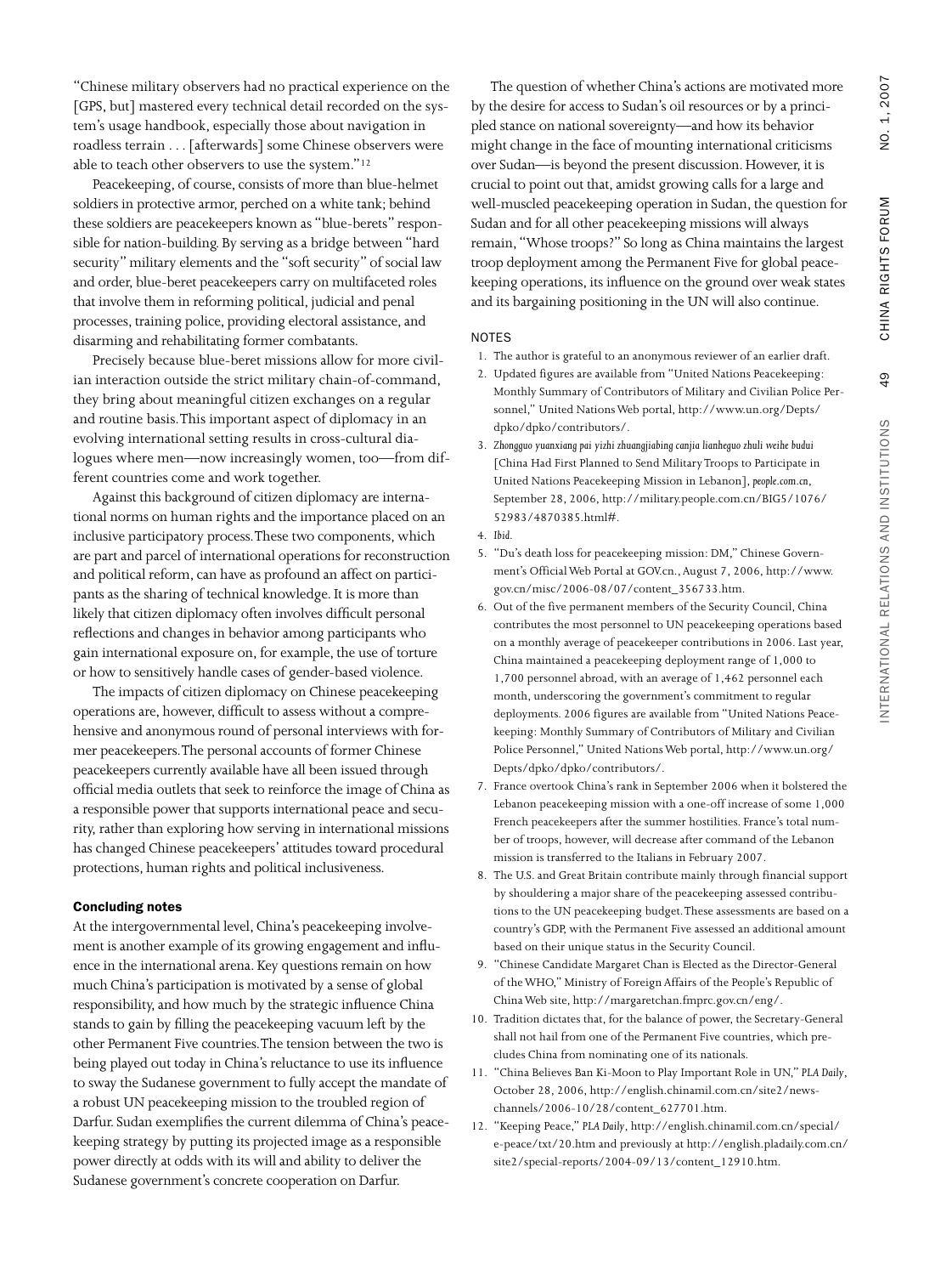"Chinese military observers had no practical experience on the [GPS, but] mastered every technical detail recorded on the system's usage handbook, especially those about navigation in roadless terrain . . . [afterwards] some Chinese observers were able to teach other observers to use the system."[12]

Peacekeeping, of course, consists of more than blue-helmet soldiers in protective armor, perched on a white tank; behind these soldiers are peacekeepers known as "blue-berets" responsible for nation-building. By serving as a bridge between "hard security" military elements and the "soft security" of social law and order, blue-beret peacekeepers carry on multifaceted roles that involve them in reforming political, judicial and penal processes, training police, providing electoral assistance, and disarming and rehabilitating former combatants.

Precisely because blue-beret missions allow for more civilian interaction outside the strict military chain-of-command, they bring about meaningful citizen exchanges on a regular and routine basis. This important aspect of diplomacy in an evolving international setting results in cross-cultural dialogues where men—now increasingly women, too—from different countries come and work together.

Against this background of citizen diplomacy are international norms on human rights and the importance placed on an inclusive participatory process. These two components, which are part and parcel of international operations for reconstruction and political reform, can have as profound an affect on participants as the sharing of technical knowledge. It is more than likely that citizen diplomacy often involves difficult personal reflections and changes in behavior among participants who gain international exposure on, for example, the use of torture or how to sensitively handle cases of gender-based violence.

The impacts of citizen diplomacy on Chinese peacekeeping operations are, however, difficult to assess without a comprehensive and anonymous round of personal interviews with former peacekeepers. The personal accounts of former Chinese peacekeepers currently available have all been issued through official media outlets that seek to reinforce the image of China as a responsible power that supports international peace and security, rather than exploring how serving in international missions has changed Chinese peacekeepers' attitudes toward procedural protections, human rights and political inclusiveness.

## Concluding notes

At the intergovernmental level, China's peacekeeping involvement is another example of its growing engagement and influence in the international arena. Key questions remain on how much China's participation is motivated by a sense of global responsibility, and how much by the strategic influence China stands to gain by filling the peacekeeping vacuum left by the other Permanent Five countries. The tension between the two is being played out today in China's reluctance to use its influence to sway the Sudanese government to fully accept the mandate of a robust UN peacekeeping mission to the troubled region of Darfur. Sudan exemplifies the current dilemma of China's peacekeeping strategy by putting its projected image as a responsible power directly at odds with its will and ability to deliver the Sudanese government's concrete cooperation on Darfur.

The question of whether China's actions are motivated more by the desire for access to Sudan's oil resources or by a principled stance on national sovereignty—and how its behavior might change in the face of mounting international criticisms over Sudan—is beyond the present discussion. However, it is crucial to point out that, amidst growing calls for a large and well-muscled peacekeeping operation in Sudan, the question for Sudan and for all other peacekeeping missions will always remain, "Whose troops?" So long as China maintains the largest troop deployment among the Permanent Five for global peacekeeping operations, its influence on the ground over weak states and its bargaining positioning in the UN will also continue.

## NOTES

1. The author is grateful to an anonymous reviewer of an earlier draft.
2. Updated figures are available from "United Nations Peacekeeping: Monthly Summary of Contributors of Military and Civilian Police Personnel," United Nations Web portal, http://www.un.org/Depts/dpko/dpko/contributors/.
3. *Zhongguo yuanxiang pai yizhi zhuangjiabing canjia lianheguo zhuli weihe budui* [China Had First Planned to Send Military Troops to Participate in United Nations Peacekeeping Mission in Lebanon], *people.com.cn*, September 28, 2006, http://military.people.com.cn/BIG5/1076/52983/4870385.html#.
4. *Ibid.*
5. "Du's death loss for peacekeeping mission: DM," Chinese Government's Official Web Portal at GOV.cn., August 7, 2006, http://www.gov.cn/misc/2006-08/07/content_356733.htm.
6. Out of the five permanent members of the Security Council, China contributes the most personnel to UN peacekeeping operations based on a monthly average of peacekeeper contributions in 2006. Last year, China maintained a peacekeeping deployment range of 1,000 to 1,700 personnel abroad, with an average of 1,462 personnel each month, underscoring the government's commitment to regular deployments. 2006 figures are available from "United Nations Peacekeeping: Monthly Summary of Contributors of Military and Civilian Police Personnel," United Nations Web portal, http://www.un.org/Depts/dpko/dpko/contributors/.
7. France overtook China's rank in September 2006 when it bolstered the Lebanon peacekeeping mission with a one-off increase of some 1,000 French peacekeepers after the summer hostilities. France's total number of troops, however, will decrease after command of the Lebanon mission is transferred to the Italians in February 2007.
8. The U.S. and Great Britain contribute mainly through financial support by shouldering a major share of the peacekeeping assessed contributions to the UN peacekeeping budget. These assessments are based on a country's GDP, with the Permanent Five assessed an additional amount based on their unique status in the Security Council.
9. "Chinese Candidate Margaret Chan is Elected as the Director-General of the WHO," Ministry of Foreign Affairs of the People's Republic of China Web site, http://margaretchan.fmprc.gov.cn/eng/.
10. Tradition dictates that, for the balance of power, the Secretary-General shall not hail from one of the Permanent Five countries, which precludes China from nominating one of its nationals.
11. "China Believes Ban Ki-Moon to Play Important Role in UN," *PLA Daily*, October 28, 2006, http://english.chinamil.com.cn/site2/news-channels/2006-10/28/content_627701.htm.
12. "Keeping Peace," *PLA Daily*, http://english.chinamil.com.cn/special/e-peace/txt/20.htm and previously at http://english.pladaily.com.cn/site2/special-reports/2004-09/13/content_12910.htm.